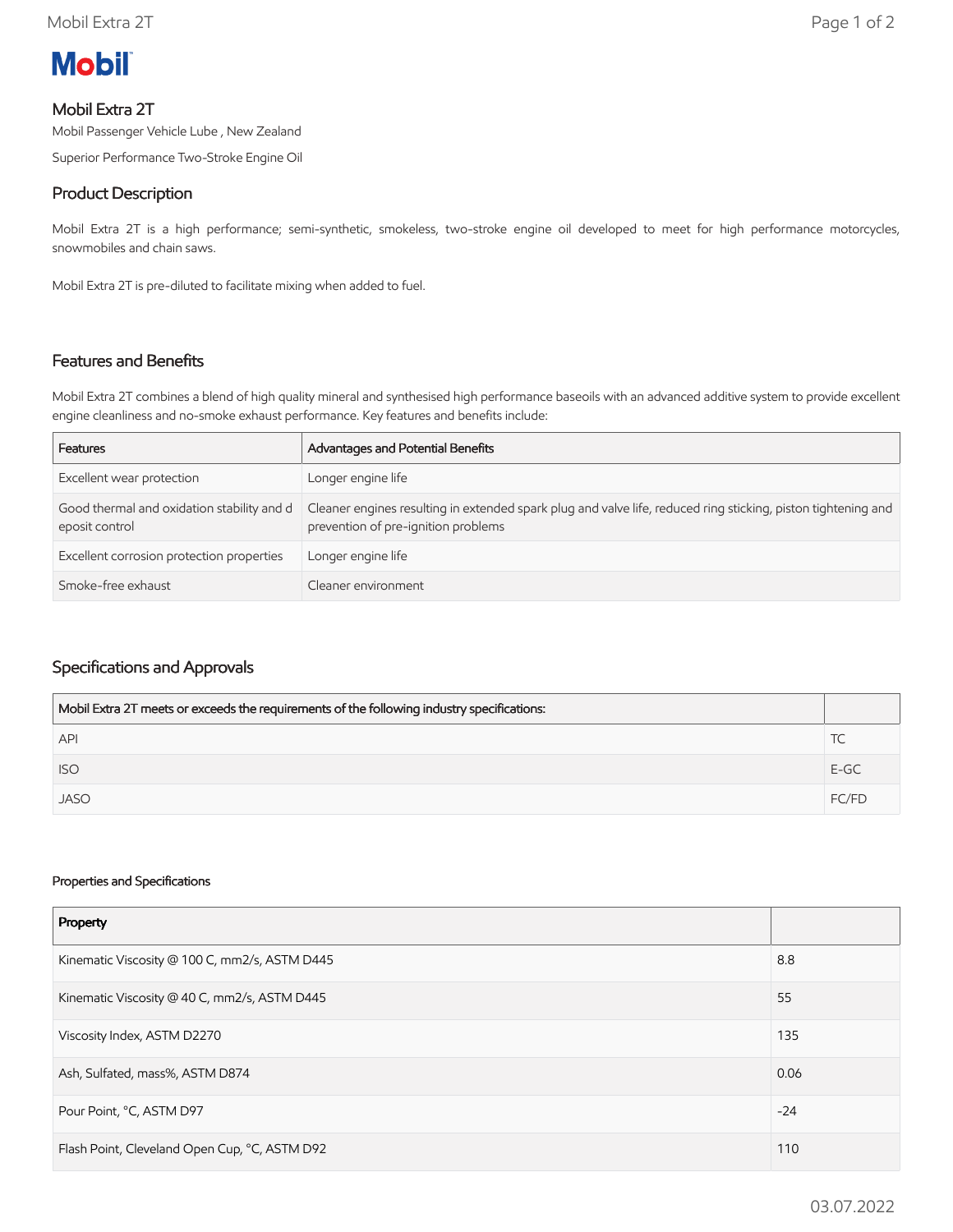**Mobil**

## Mobil Extra 2T

Mobil Passenger Vehicle Lube , New Zealand

Superior Performance Two-Stroke Engine Oil

## Product Description

Mobil Extra 2T is a high performance; semi-synthetic, smokeless, two-stroke engine oil developed to meet for high performance motorcycles, snowmobiles and chain saws.

Mobil Extra 2T is pre-diluted to facilitate mixing when added to fuel.

## Features and Benefits

Mobil Extra 2T combines a blend of high quality mineral and synthesised high performance baseoils with an advanced additive system to provide excellent engine cleanliness and no-smoke exhaust performance. Key features and benefits include:

| Features | Advantages and Potential Benefits |
|---|---|
| Excellent wear protection | Longer engine life |
| Good thermal and oxidation stability and deposit control | Cleaner engines resulting in extended spark plug and valve life, reduced ring sticking, piston tightening and prevention of pre-ignition problems |
| Excellent corrosion protection properties | Longer engine life |
| Smoke-free exhaust | Cleaner environment |

## Specifications and Approvals

| Mobil Extra 2T meets or exceeds the requirements of the following industry specifications: | |
|---|---|
| API | TC |
| ISO | E-GC |
| JASO | FC/FD |

#### Properties and Specifications

| Property | |
|---|---|
| Kinematic Viscosity @ 100 C, mm2/s, ASTM D445 | 8.8 |
| Kinematic Viscosity @ 40 C, mm2/s, ASTM D445 | 55 |
| Viscosity Index, ASTM D2270 | 135 |
| Ash, Sulfated, mass%, ASTM D874 | 0.06 |
| Pour Point, °C, ASTM D97 | -24 |
| Flash Point, Cleveland Open Cup, °C, ASTM D92 | 110 |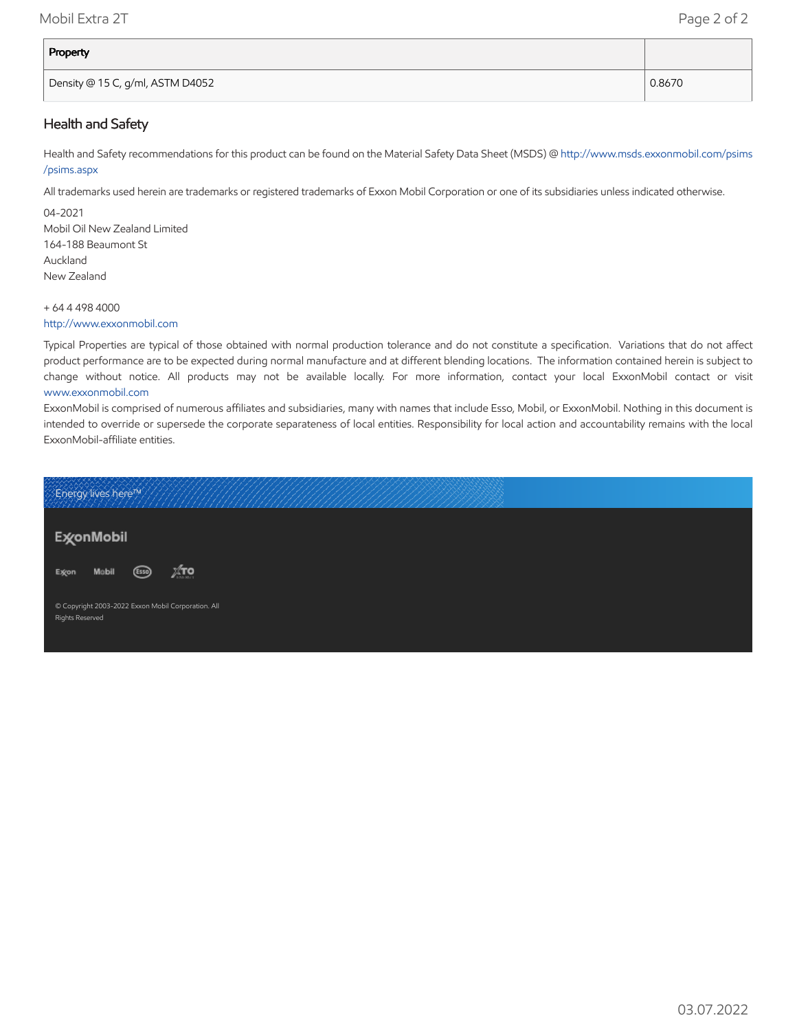| Property | |
|---|---|
| Density @ 15 C, g/ml, ASTM D4052 | 0.8670 |

## Health and Safety

Health and Safety recommendations for this product can be found on the Material Safety Data Sheet (MSDS) @ http://www.msds.exxonmobil.com/psims/psims.aspx

All trademarks used herein are trademarks or registered trademarks of Exxon Mobil Corporation or one of its subsidiaries unless indicated otherwise.

04-2021  
Mobil Oil New Zealand Limited  
164-188 Beaumont St  
Auckland  
New Zealand

+ 64 4 498 4000  
http://www.exxonmobil.com

Typical Properties are typical of those obtained with normal production tolerance and do not constitute a specification. Variations that do not affect product performance are to be expected during normal manufacture and at different blending locations. The information contained herein is subject to change without notice. All products may not be available locally. For more information, contact your local ExxonMobil contact or visit www.exxonmobil.com

ExxonMobil is comprised of numerous affiliates and subsidiaries, many with names that include Esso, Mobil, or ExxonMobil. Nothing in this document is intended to override or supersede the corporate separateness of local entities. Responsibility for local action and accountability remains with the local ExxonMobil-affiliate entities.

Energy lives here™

ExxonMobil

Exxon Mobil Esso XTO

© Copyright 2003-2022 Exxon Mobil Corporation. All Rights Reserved

03.07.2022